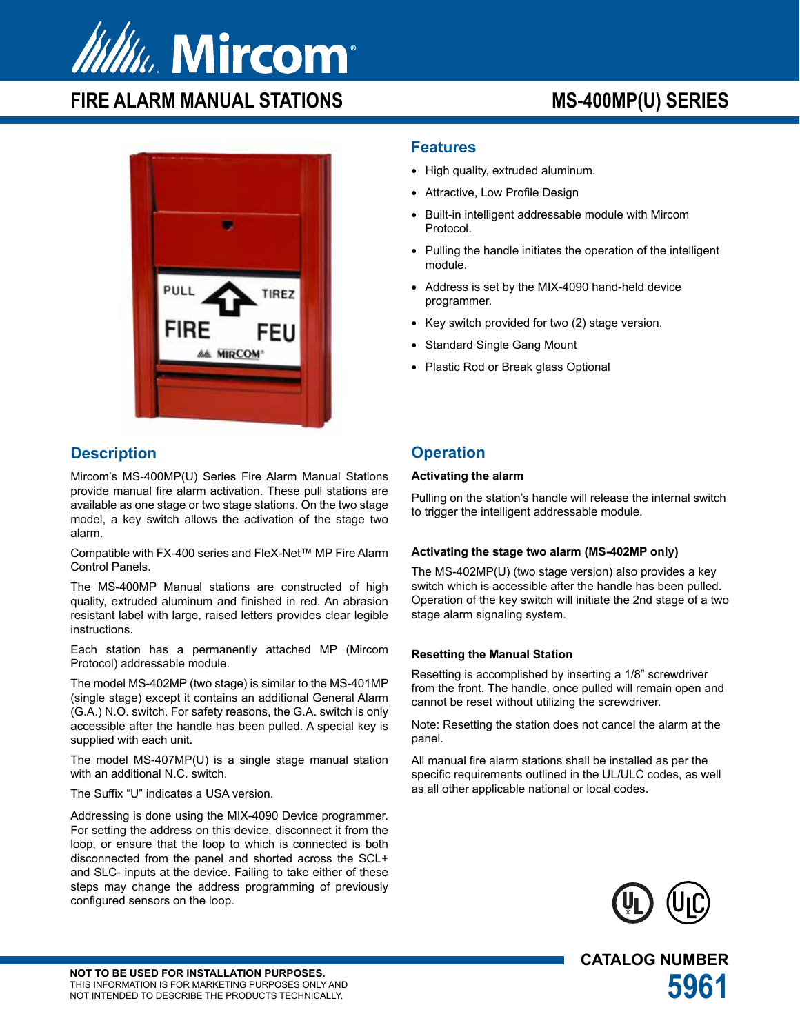# Mircom

## FIRE ALARM MANUAL STATIONS

## MS-400MP(U) SERIES

### Features

- High quality, extruded aluminum.
- Attractive, Low Profile Design
- Built-in intelligent addressable module with Mircom Protocol.
- Pulling the handle initiates the operation of the intelligent module.
- Address is set by the MIX-4090 hand-held device programmer.
- Key switch provided for two (2) stage version.
- Standard Single Gang Mount
- Plastic Rod or Break glass Optional

### Description

Mircom's MS-400MP(U) Series Fire Alarm Manual Stations provide manual fire alarm activation. These pull stations are available as one stage or two stage stations. On the two stage model, a key switch allows the activation of the stage two alarm.

Compatible with FX-400 series and FleX-Net™ MP Fire Alarm Control Panels.

The MS-400MP Manual stations are constructed of high quality, extruded aluminum and finished in red. An abrasion resistant label with large, raised letters provides clear legible instructions.

Each station has a permanently attached MP (Mircom Protocol) addressable module.

The model MS-402MP (two stage) is similar to the MS-401MP (single stage) except it contains an additional General Alarm (G.A.) N.O. switch. For safety reasons, the G.A. switch is only accessible after the handle has been pulled. A special key is supplied with each unit.

The model MS-407MP(U) is a single stage manual station with an additional N.C. switch.

The Suffix "U" indicates a USA version.

Addressing is done using the MIX-4090 Device programmer. For setting the address on this device, disconnect it from the loop, or ensure that the loop to which is connected is both disconnected from the panel and shorted across the SCL+ and SLC- inputs at the device. Failing to take either of these steps may change the address programming of previously configured sensors on the loop.

### Operation

**Activating the alarm**

Pulling on the station's handle will release the internal switch to trigger the intelligent addressable module.

**Activating the stage two alarm (MS-402MP only)**

The MS-402MP(U) (two stage version) also provides a key switch which is accessible after the handle has been pulled. Operation of the key switch will initiate the 2nd stage of a two stage alarm signaling system.

**Resetting the Manual Station**

Resetting is accomplished by inserting a 1/8" screwdriver from the front. The handle, once pulled will remain open and cannot be reset without utilizing the screwdriver.

Note: Resetting the station does not cancel the alarm at the panel.

All manual fire alarm stations shall be installed as per the specific requirements outlined in the UL/ULC codes, as well as all other applicable national or local codes.

**NOT TO BE USED FOR INSTALLATION PURPOSES.**
THIS INFORMATION IS FOR MARKETING PURPOSES ONLY AND NOT INTENDED TO DESCRIBE THE PRODUCTS TECHNICALLY.

**CATALOG NUMBER**
**5961**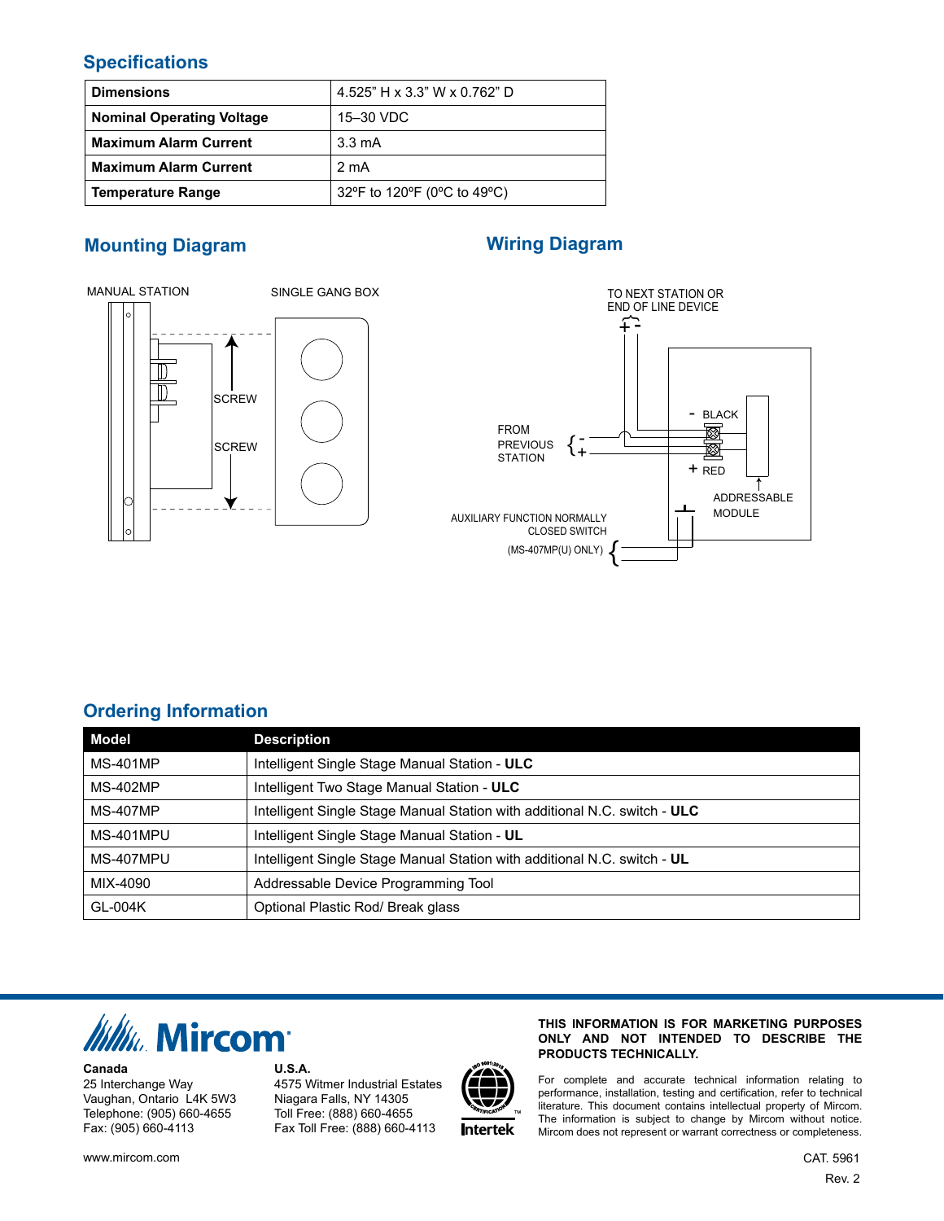## Specifications

| | |
|---|---|
| **Dimensions** | 4.525" H x 3.3" W x 0.762" D |
| **Nominal Operating Voltage** | 15–30 VDC |
| **Maximum Alarm Current** | 3.3 mA |
| **Maximum Alarm Current** | 2 mA |
| **Temperature Range** | 32ºF to 120ºF (0ºC to 49ºC) |

## Mounting Diagram

MANUAL STATION

SINGLE GANG BOX

SCREW

SCREW

## Wiring Diagram

TO NEXT STATION OR END OF LINE DEVICE

\+ -

FROM PREVIOUS STATION

\- +

\- BLACK

\+ RED

ADDRESSABLE MODULE

AUXILIARY FUNCTION NORMALLY CLOSED SWITCH (MS-407MP(U) ONLY)

## Ordering Information

| Model | Description |
|---|---|
| MS-401MP | Intelligent Single Stage Manual Station - **ULC** |
| MS-402MP | Intelligent Two Stage Manual Station - **ULC** |
| MS-407MP | Intelligent Single Stage Manual Station with additional N.C. switch - **ULC** |
| MS-401MPU | Intelligent Single Stage Manual Station - **UL** |
| MS-407MPU | Intelligent Single Stage Manual Station with additional N.C. switch - **UL** |
| MIX-4090 | Addressable Device Programming Tool |
| GL-004K | Optional Plastic Rod/ Break glass |

Mircom

**Canada**
25 Interchange Way
Vaughan, Ontario L4K 5W3
Telephone: (905) 660-4655
Fax: (905) 660-4113

**U.S.A.**
4575 Witmer Industrial Estates
Niagara Falls, NY 14305
Toll Free: (888) 660-4655
Fax Toll Free: (888) 660-4113

Intertek

**THIS INFORMATION IS FOR MARKETING PURPOSES ONLY AND NOT INTENDED TO DESCRIBE THE PRODUCTS TECHNICALLY.**

For complete and accurate technical information relating to performance, installation, testing and certification, refer to technical literature. This document contains intellectual property of Mircom. The information is subject to change by Mircom without notice. Mircom does not represent or warrant correctness or completeness.

www.mircom.com

CAT. 5961

Rev. 2